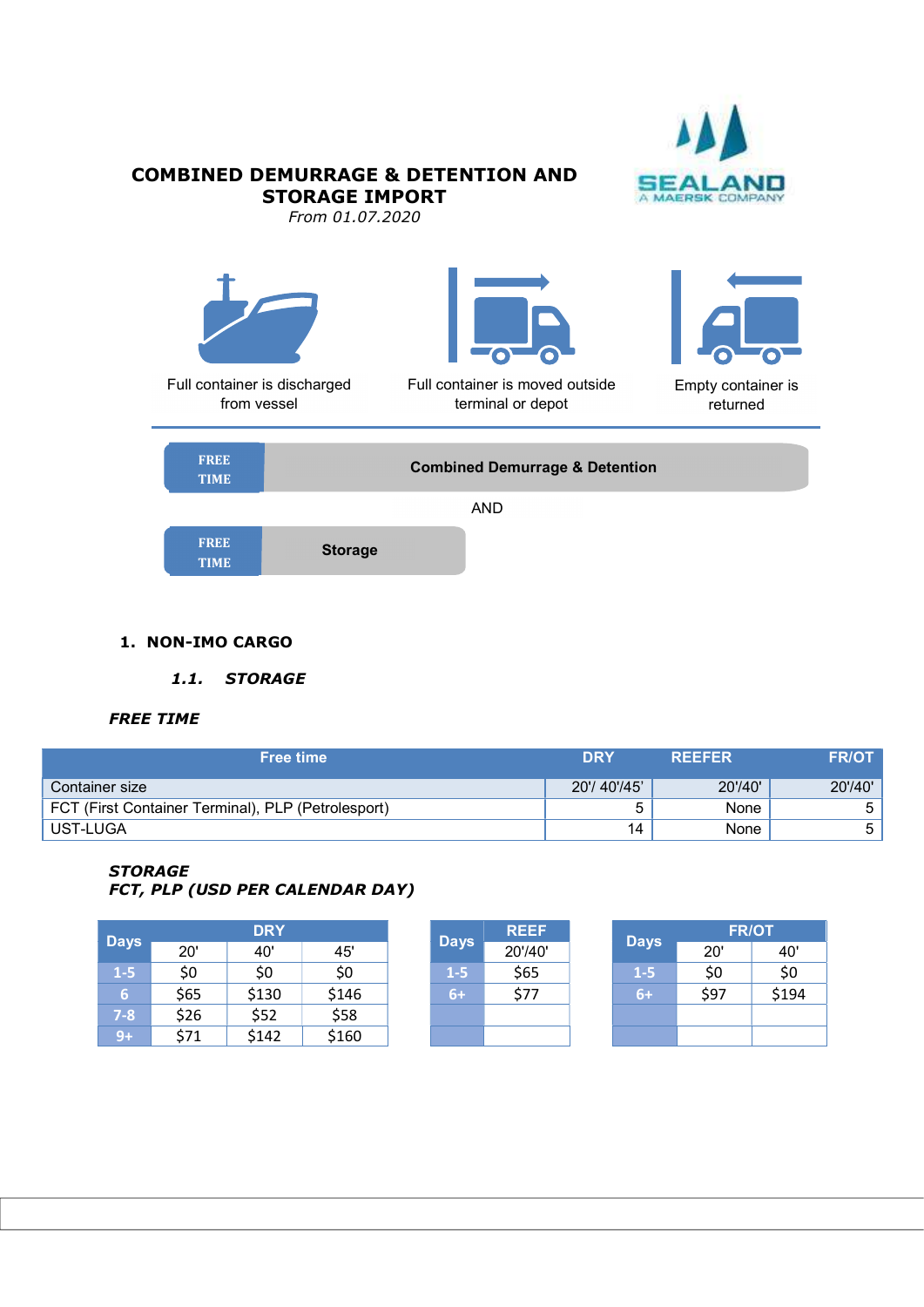# COMBINED DEMURRAGE & DETENTION AND STORAGE IMPORT

*From 01.07.2020*

SEALAND
A MAERSK COMPANY

Full container is discharged from vessel

Full container is moved outside terminal or depot

Empty container is returned

FREE TIME | Combined Demurrage & Detention

AND

FREE TIME | Storage

## 1. NON-IMO CARGO

### *1.1. STORAGE*

***FREE TIME***

| Free time | DRY | REEFER | FR/OT |
|---|---|---|---|
| Container size | 20'/ 40'/45' | 20'/40' | 20'/40' |
| FCT (First Container Terminal), PLP (Petrolesport) | 5 | None | 5 |
| UST-LUGA | 14 | None | 5 |

***STORAGE***
***FCT, PLP (USD PER CALENDAR DAY)***

| Days | DRY | | |
|---|---|---|---|
| | 20' | 40' | 45' |
| 1-5 | $0 | $0 | $0 |
| 6 | $65 | $130 | $146 |
| 7-8 | $26 | $52 | $58 |
| 9+ | $71 | $142 | $160 |

| Days | REEF |
|---|---|
| | 20'/40' |
| 1-5 | $65 |
| 6+ | $77 |

| Days | FR/OT | |
|---|---|---|
| | 20' | 40' |
| 1-5 | $0 | $0 |
| 6+ | $97 | $194 |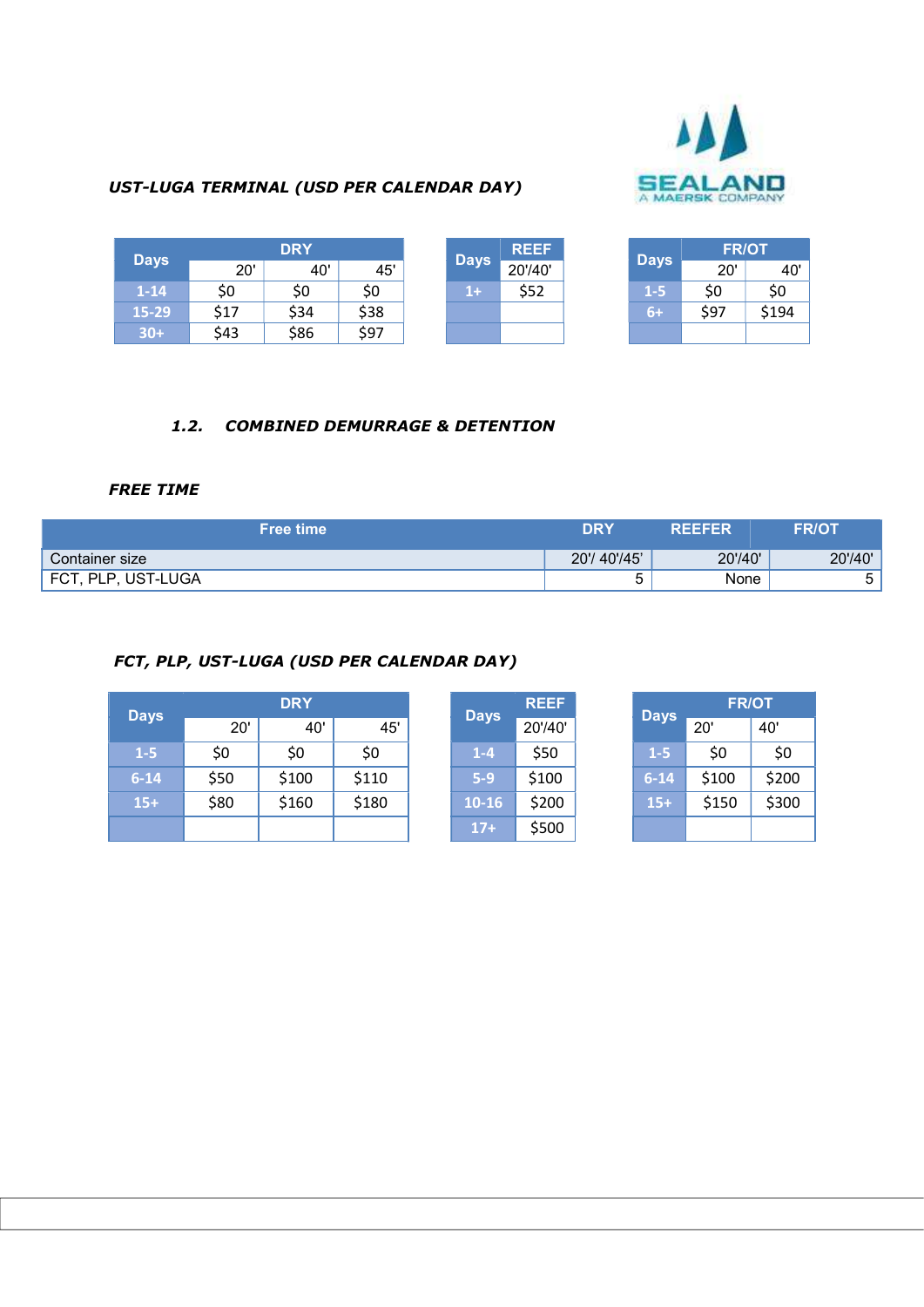*UST-LUGA TERMINAL (USD PER CALENDAR DAY)*

SEALAND
A MAERSK COMPANY

| Days | DRY | | |
|---|---|---|---|
| | 20' | 40' | 45' |
| 1-14 | $0 | $0 | $0 |
| 15-29 | $17 | $34 | $38 |
| 30+ | $43 | $86 | $97 |

| Days | REEF |
|---|---|
| | 20'/40' |
| 1+ | $52 |
| | |
| | |

| Days | FR/OT | |
|---|---|---|
| | 20' | 40' |
| 1-5 | $0 | $0 |
| 6+ | $97 | $194 |
| | | |

### *1.2. COMBINED DEMURRAGE & DETENTION*

***FREE TIME***

| Free time | DRY | REEFER | FR/OT |
|---|---|---|---|
| Container size | 20'/ 40'/45' | 20'/40' | 20'/40' |
| FCT, PLP, UST-LUGA | 5 | None | 5 |

*FCT, PLP, UST-LUGA (USD PER CALENDAR DAY)*

| Days | DRY | | |
|---|---|---|---|
| | 20' | 40' | 45' |
| 1-5 | $0 | $0 | $0 |
| 6-14 | $50 | $100 | $110 |
| 15+ | $80 | $160 | $180 |
| | | | |

| Days | REEF |
|---|---|
| | 20'/40' |
| 1-4 | $50 |
| 5-9 | $100 |
| 10-16 | $200 |
| 17+ | $500 |

| Days | FR/OT | |
|---|---|---|
| | 20' | 40' |
| 1-5 | $0 | $0 |
| 6-14 | $100 | $200 |
| 15+ | $150 | $300 |
| | | |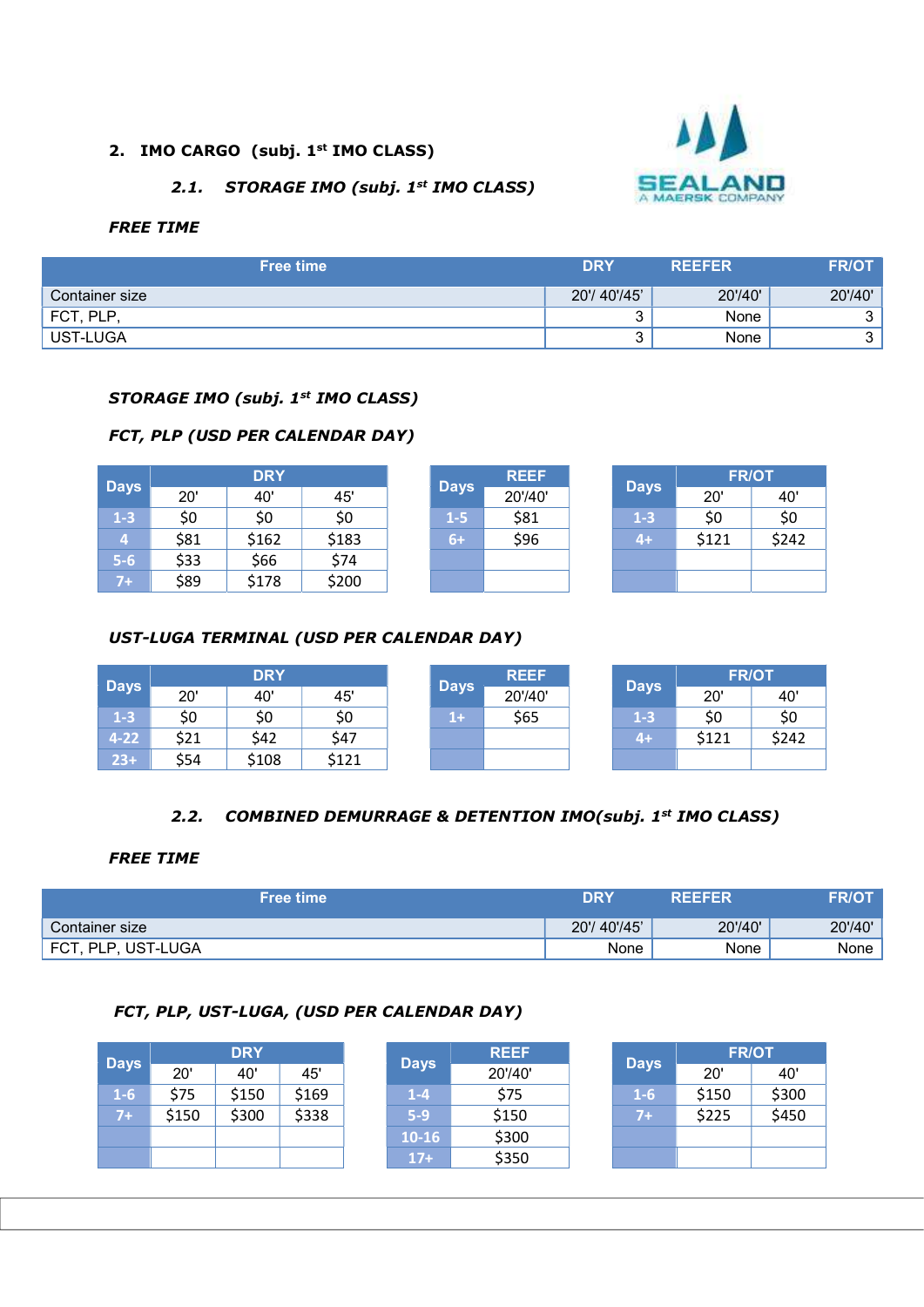## 2. IMO CARGO (subj. 1st IMO CLASS)

### *2.1. STORAGE IMO (subj. 1st IMO CLASS)*

***FREE TIME***

| Free time | DRY | REEFER | FR/OT |
|---|---|---|---|
| Container size | 20'/ 40'/45' | 20'/40' | 20'/40' |
| FCT, PLP, | 3 | None | 3 |
| UST-LUGA | 3 | None | 3 |

***STORAGE IMO (subj. 1st IMO CLASS)***

***FCT, PLP (USD PER CALENDAR DAY)***

| Days | DRY | | |
|---|---|---|---|
| | 20' | 40' | 45' |
| 1-3 | $0 | $0 | $0 |
| 4 | $81 | $162 | $183 |
| 5-6 | $33 | $66 | $74 |
| 7+ | $89 | $178 | $200 |

| Days | REEF |
|---|---|
| | 20'/40' |
| 1-5 | $81 |
| 6+ | $96 |

| Days | FR/OT | |
|---|---|---|
| | 20' | 40' |
| 1-3 | $0 | $0 |
| 4+ | $121 | $242 |

***UST-LUGA TERMINAL (USD PER CALENDAR DAY)***

| Days | DRY | | |
|---|---|---|---|
| | 20' | 40' | 45' |
| 1-3 | $0 | $0 | $0 |
| 4-22 | $21 | $42 | $47 |
| 23+ | $54 | $108 | $121 |

| Days | REEF |
|---|---|
| | 20'/40' |
| 1+ | $65 |

| Days | FR/OT | |
|---|---|---|
| | 20' | 40' |
| 1-3 | $0 | $0 |
| 4+ | $121 | $242 |

### *2.2. COMBINED DEMURRAGE & DETENTION IMO(subj. 1st IMO CLASS)*

***FREE TIME***

| Free time | DRY | REEFER | FR/OT |
|---|---|---|---|
| Container size | 20'/ 40'/45' | 20'/40' | 20'/40' |
| FCT, PLP, UST-LUGA | None | None | None |

***FCT, PLP, UST-LUGA, (USD PER CALENDAR DAY)***

| Days | DRY | | |
|---|---|---|---|
| | 20' | 40' | 45' |
| 1-6 | $75 | $150 | $169 |
| 7+ | $150 | $300 | $338 |

| Days | REEF |
|---|---|
| | 20'/40' |
| 1-4 | $75 |
| 5-9 | $150 |
| 10-16 | $300 |
| 17+ | $350 |

| Days | FR/OT | |
|---|---|---|
| | 20' | 40' |
| 1-6 | $150 | $300 |
| 7+ | $225 | $450 |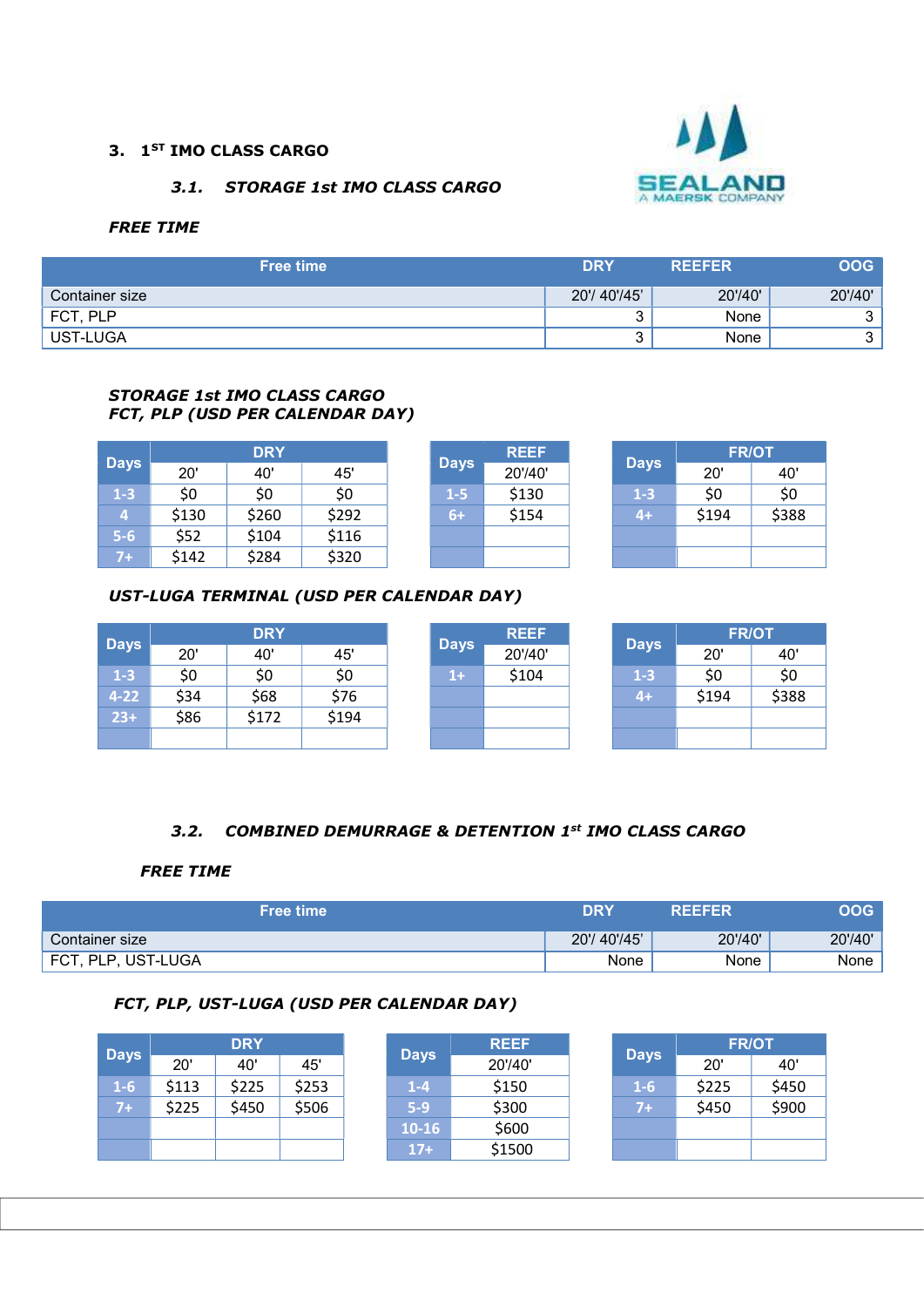## 3. 1[ST] IMO CLASS CARGO

### 3.1. STORAGE 1st IMO CLASS CARGO

***FREE TIME***

| Free time | DRY | REEFER | OOG |
|---|---|---|---|
| Container size | 20'/ 40'/45' | 20'/40' | 20'/40' |
| FCT, PLP | 3 | None | 3 |
| UST-LUGA | 3 | None | 3 |

***STORAGE 1st IMO CLASS CARGO***
***FCT, PLP (USD PER CALENDAR DAY)***

| Days | DRY | | |
|---|---|---|---|
| | 20' | 40' | 45' |
| 1-3 | $0 | $0 | $0 |
| 4 | $130 | $260 | $292 |
| 5-6 | $52 | $104 | $116 |
| 7+ | $142 | $284 | $320 |

| Days | REEF |
|---|---|
| | 20'/40' |
| 1-5 | $130 |
| 6+ | $154 |

| Days | FR/OT | |
|---|---|---|
| | 20' | 40' |
| 1-3 | $0 | $0 |
| 4+ | $194 | $388 |

***UST-LUGA TERMINAL (USD PER CALENDAR DAY)***

| Days | DRY | | |
|---|---|---|---|
| | 20' | 40' | 45' |
| 1-3 | $0 | $0 | $0 |
| 4-22 | $34 | $68 | $76 |
| 23+ | $86 | $172 | $194 |

| Days | REEF |
|---|---|
| | 20'/40' |
| 1+ | $104 |

| Days | FR/OT | |
|---|---|---|
| | 20' | 40' |
| 1-3 | $0 | $0 |
| 4+ | $194 | $388 |

### 3.2. COMBINED DEMURRAGE & DETENTION 1[st] IMO CLASS CARGO

***FREE TIME***

| Free time | DRY | REEFER | OOG |
|---|---|---|---|
| Container size | 20'/ 40'/45' | 20'/40' | 20'/40' |
| FCT, PLP, UST-LUGA | None | None | None |

***FCT, PLP, UST-LUGA (USD PER CALENDAR DAY)***

| Days | DRY | | |
|---|---|---|---|
| | 20' | 40' | 45' |
| 1-6 | $113 | $225 | $253 |
| 7+ | $225 | $450 | $506 |

| Days | REEF |
|---|---|
| | 20'/40' |
| 1-4 | $150 |
| 5-9 | $300 |
| 10-16 | $600 |
| 17+ | $1500 |

| Days | FR/OT | |
|---|---|---|
| | 20' | 40' |
| 1-6 | $225 | $450 |
| 7+ | $450 | $900 |